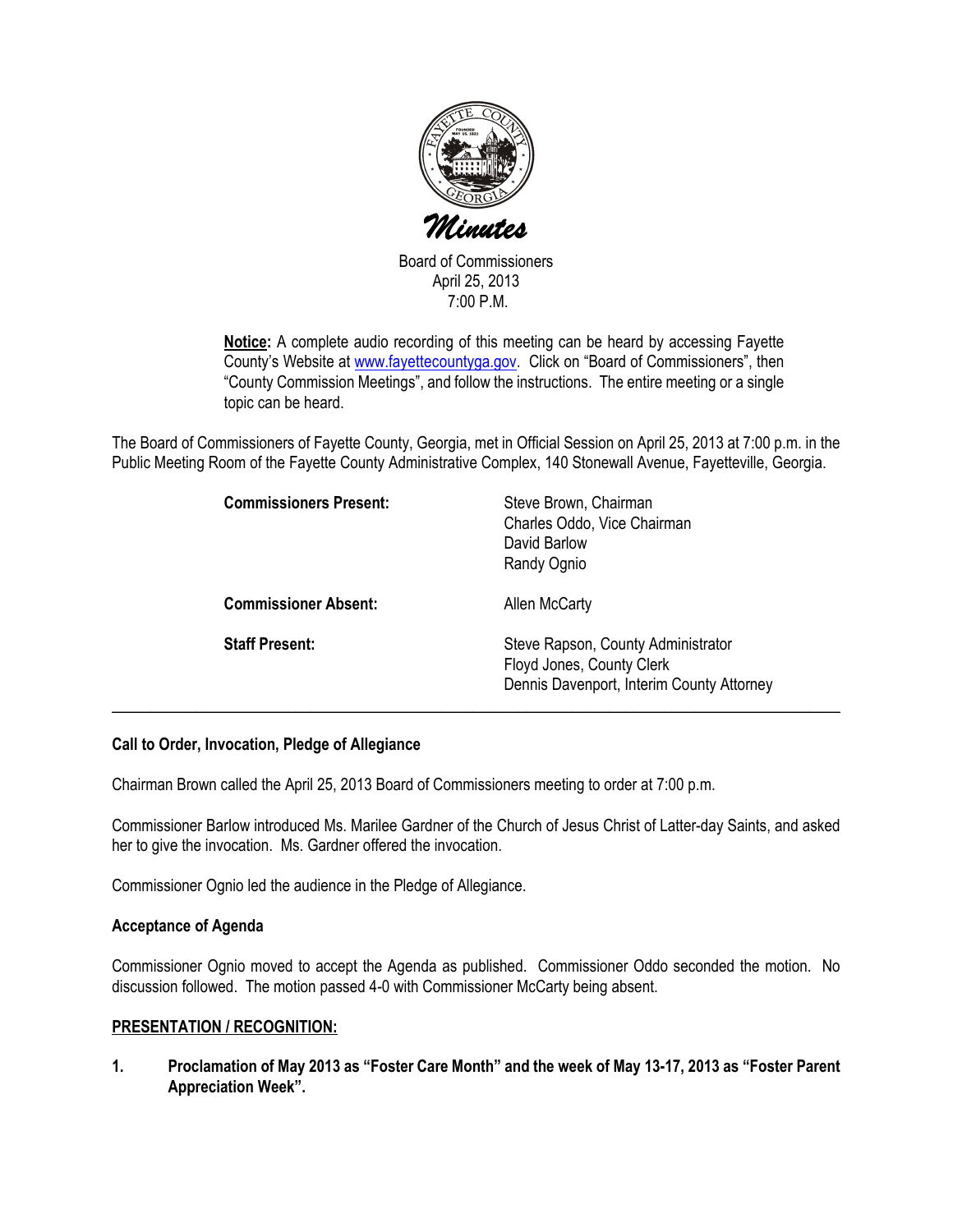# Minutes

Board of Commissioners
April 25, 2013
7:00 P.M.

**Notice:** A complete audio recording of this meeting can be heard by accessing Fayette County's Website at www.fayettecountyga.gov. Click on "Board of Commissioners", then "County Commission Meetings", and follow the instructions. The entire meeting or a single topic can be heard.

The Board of Commissioners of Fayette County, Georgia, met in Official Session on April 25, 2013 at 7:00 p.m. in the Public Meeting Room of the Fayette County Administrative Complex, 140 Stonewall Avenue, Fayetteville, Georgia.

**Commissioners Present:**
Steve Brown, Chairman
Charles Oddo, Vice Chairman
David Barlow
Randy Ognio

**Commissioner Absent:**
Allen McCarty

**Staff Present:**
Steve Rapson, County Administrator
Floyd Jones, County Clerk
Dennis Davenport, Interim County Attorney

---

**Call to Order, Invocation, Pledge of Allegiance**

Chairman Brown called the April 25, 2013 Board of Commissioners meeting to order at 7:00 p.m.

Commissioner Barlow introduced Ms. Marilee Gardner of the Church of Jesus Christ of Latter-day Saints, and asked her to give the invocation. Ms. Gardner offered the invocation.

Commissioner Ognio led the audience in the Pledge of Allegiance.

**Acceptance of Agenda**

Commissioner Ognio moved to accept the Agenda as published. Commissioner Oddo seconded the motion. No discussion followed. The motion passed 4-0 with Commissioner McCarty being absent.

**PRESENTATION / RECOGNITION:**

**1. Proclamation of May 2013 as "Foster Care Month" and the week of May 13-17, 2013 as "Foster Parent Appreciation Week".**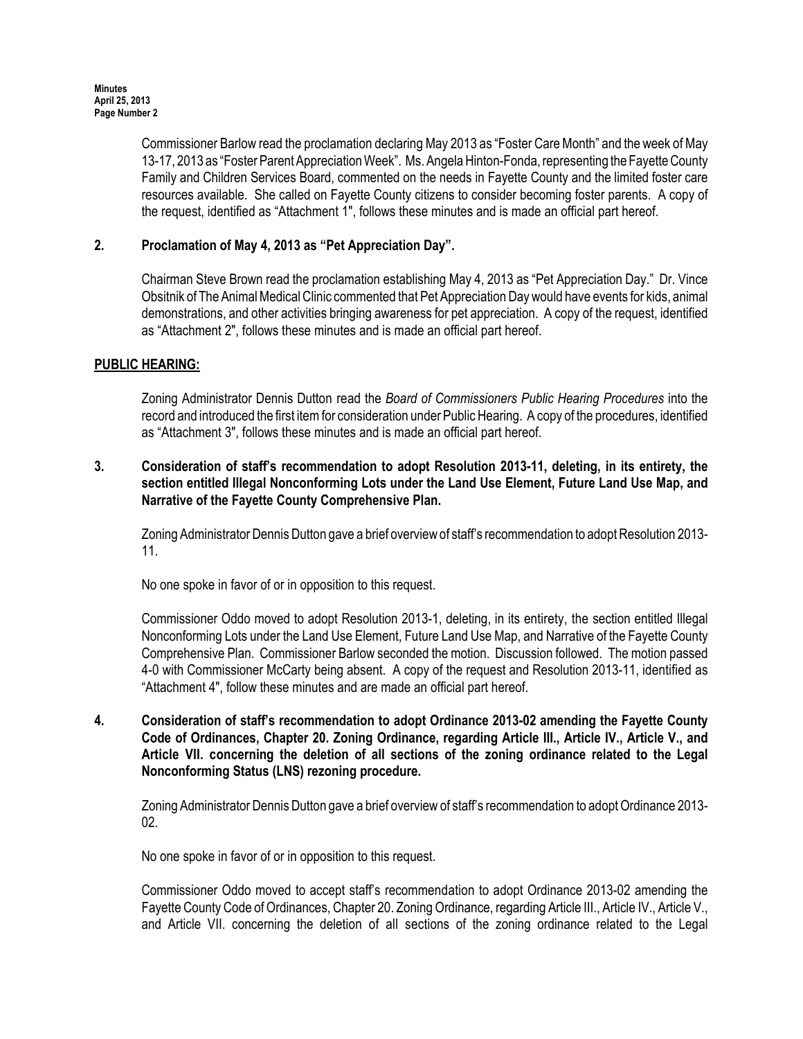Commissioner Barlow read the proclamation declaring May 2013 as "Foster Care Month" and the week of May 13-17, 2013 as "Foster Parent Appreciation Week". Ms. Angela Hinton-Fonda, representing the Fayette County Family and Children Services Board, commented on the needs in Fayette County and the limited foster care resources available. She called on Fayette County citizens to consider becoming foster parents. A copy of the request, identified as "Attachment 1", follows these minutes and is made an official part hereof.

**2. Proclamation of May 4, 2013 as "Pet Appreciation Day".**

Chairman Steve Brown read the proclamation establishing May 4, 2013 as "Pet Appreciation Day." Dr. Vince Obsitnik of The Animal Medical Clinic commented that Pet Appreciation Day would have events for kids, animal demonstrations, and other activities bringing awareness for pet appreciation. A copy of the request, identified as "Attachment 2", follows these minutes and is made an official part hereof.

**PUBLIC HEARING:**

Zoning Administrator Dennis Dutton read the *Board of Commissioners Public Hearing Procedures* into the record and introduced the first item for consideration under Public Hearing. A copy of the procedures, identified as "Attachment 3", follows these minutes and is made an official part hereof.

**3. Consideration of staff's recommendation to adopt Resolution 2013-11, deleting, in its entirety, the section entitled Illegal Nonconforming Lots under the Land Use Element, Future Land Use Map, and Narrative of the Fayette County Comprehensive Plan.**

Zoning Administrator Dennis Dutton gave a brief overview of staff's recommendation to adopt Resolution 2013-11.

No one spoke in favor of or in opposition to this request.

Commissioner Oddo moved to adopt Resolution 2013-1, deleting, in its entirety, the section entitled Illegal Nonconforming Lots under the Land Use Element, Future Land Use Map, and Narrative of the Fayette County Comprehensive Plan. Commissioner Barlow seconded the motion. Discussion followed. The motion passed 4-0 with Commissioner McCarty being absent. A copy of the request and Resolution 2013-11, identified as "Attachment 4", follow these minutes and are made an official part hereof.

**4. Consideration of staff's recommendation to adopt Ordinance 2013-02 amending the Fayette County Code of Ordinances, Chapter 20. Zoning Ordinance, regarding Article III., Article IV., Article V., and Article VII. concerning the deletion of all sections of the zoning ordinance related to the Legal Nonconforming Status (LNS) rezoning procedure.**

Zoning Administrator Dennis Dutton gave a brief overview of staff's recommendation to adopt Ordinance 2013-02.

No one spoke in favor of or in opposition to this request.

Commissioner Oddo moved to accept staff's recommendation to adopt Ordinance 2013-02 amending the Fayette County Code of Ordinances, Chapter 20. Zoning Ordinance, regarding Article III., Article IV., Article V., and Article VII. concerning the deletion of all sections of the zoning ordinance related to the Legal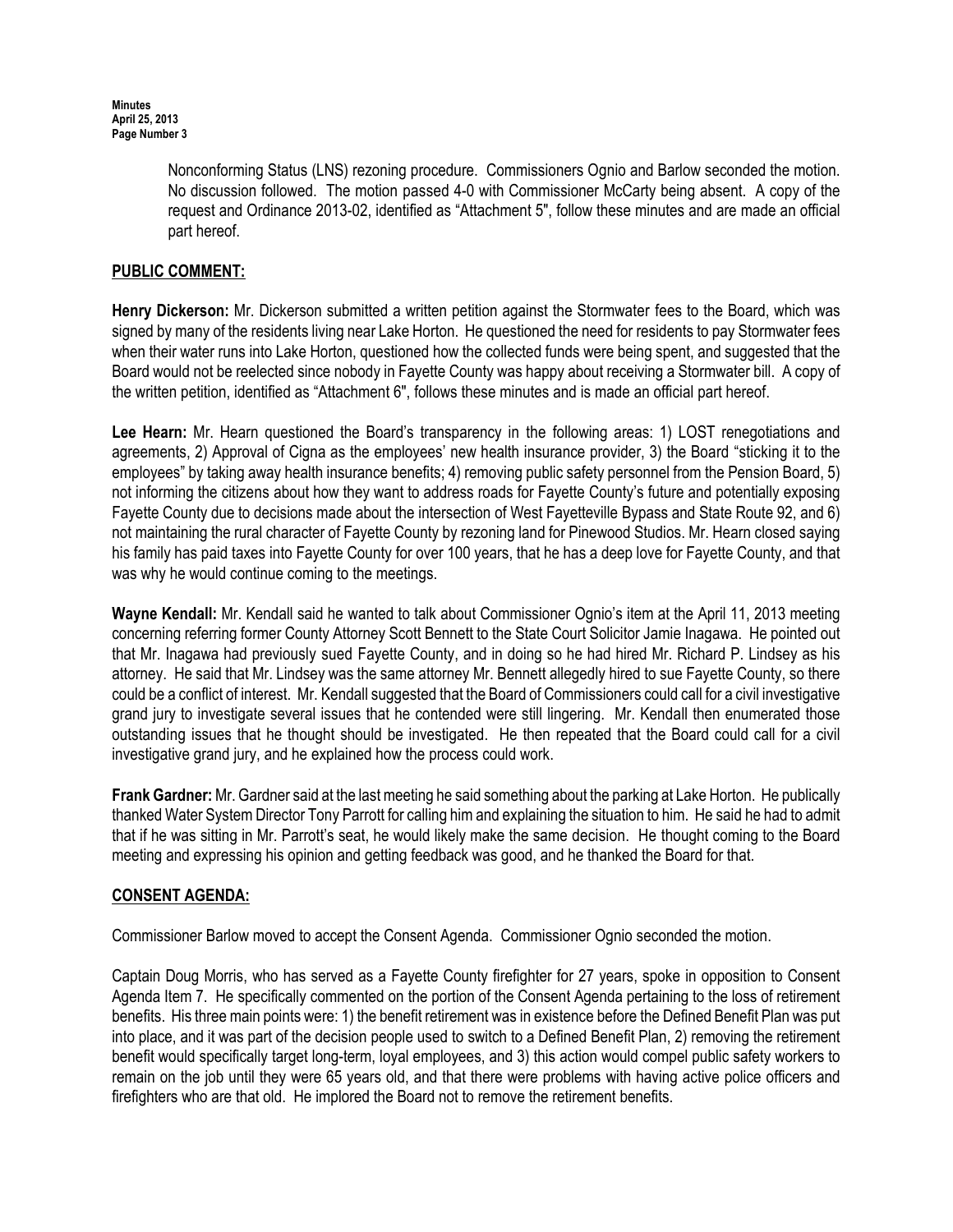Nonconforming Status (LNS) rezoning procedure. Commissioners Ognio and Barlow seconded the motion. No discussion followed. The motion passed 4-0 with Commissioner McCarty being absent. A copy of the request and Ordinance 2013-02, identified as "Attachment 5", follow these minutes and are made an official part hereof.

## PUBLIC COMMENT:

**Henry Dickerson:** Mr. Dickerson submitted a written petition against the Stormwater fees to the Board, which was signed by many of the residents living near Lake Horton. He questioned the need for residents to pay Stormwater fees when their water runs into Lake Horton, questioned how the collected funds were being spent, and suggested that the Board would not be reelected since nobody in Fayette County was happy about receiving a Stormwater bill. A copy of the written petition, identified as "Attachment 6", follows these minutes and is made an official part hereof.

**Lee Hearn:** Mr. Hearn questioned the Board's transparency in the following areas: 1) LOST renegotiations and agreements, 2) Approval of Cigna as the employees' new health insurance provider, 3) the Board "sticking it to the employees" by taking away health insurance benefits; 4) removing public safety personnel from the Pension Board, 5) not informing the citizens about how they want to address roads for Fayette County's future and potentially exposing Fayette County due to decisions made about the intersection of West Fayetteville Bypass and State Route 92, and 6) not maintaining the rural character of Fayette County by rezoning land for Pinewood Studios. Mr. Hearn closed saying his family has paid taxes into Fayette County for over 100 years, that he has a deep love for Fayette County, and that was why he would continue coming to the meetings.

**Wayne Kendall:** Mr. Kendall said he wanted to talk about Commissioner Ognio's item at the April 11, 2013 meeting concerning referring former County Attorney Scott Bennett to the State Court Solicitor Jamie Inagawa. He pointed out that Mr. Inagawa had previously sued Fayette County, and in doing so he had hired Mr. Richard P. Lindsey as his attorney. He said that Mr. Lindsey was the same attorney Mr. Bennett allegedly hired to sue Fayette County, so there could be a conflict of interest. Mr. Kendall suggested that the Board of Commissioners could call for a civil investigative grand jury to investigate several issues that he contended were still lingering. Mr. Kendall then enumerated those outstanding issues that he thought should be investigated. He then repeated that the Board could call for a civil investigative grand jury, and he explained how the process could work.

**Frank Gardner:** Mr. Gardner said at the last meeting he said something about the parking at Lake Horton. He publically thanked Water System Director Tony Parrott for calling him and explaining the situation to him. He said he had to admit that if he was sitting in Mr. Parrott's seat, he would likely make the same decision. He thought coming to the Board meeting and expressing his opinion and getting feedback was good, and he thanked the Board for that.

## CONSENT AGENDA:

Commissioner Barlow moved to accept the Consent Agenda. Commissioner Ognio seconded the motion.

Captain Doug Morris, who has served as a Fayette County firefighter for 27 years, spoke in opposition to Consent Agenda Item 7. He specifically commented on the portion of the Consent Agenda pertaining to the loss of retirement benefits. His three main points were: 1) the benefit retirement was in existence before the Defined Benefit Plan was put into place, and it was part of the decision people used to switch to a Defined Benefit Plan, 2) removing the retirement benefit would specifically target long-term, loyal employees, and 3) this action would compel public safety workers to remain on the job until they were 65 years old, and that there were problems with having active police officers and firefighters who are that old. He implored the Board not to remove the retirement benefits.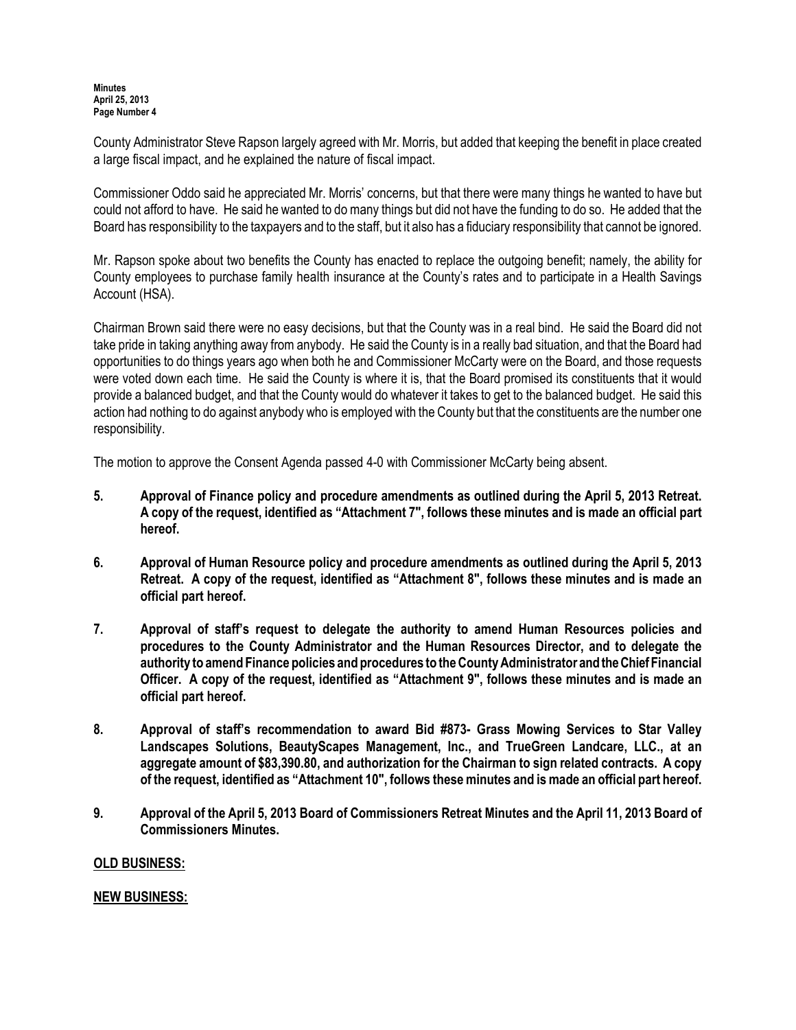County Administrator Steve Rapson largely agreed with Mr. Morris, but added that keeping the benefit in place created a large fiscal impact, and he explained the nature of fiscal impact.

Commissioner Oddo said he appreciated Mr. Morris' concerns, but that there were many things he wanted to have but could not afford to have. He said he wanted to do many things but did not have the funding to do so. He added that the Board has responsibility to the taxpayers and to the staff, but it also has a fiduciary responsibility that cannot be ignored.

Mr. Rapson spoke about two benefits the County has enacted to replace the outgoing benefit; namely, the ability for County employees to purchase family health insurance at the County's rates and to participate in a Health Savings Account (HSA).

Chairman Brown said there were no easy decisions, but that the County was in a real bind. He said the Board did not take pride in taking anything away from anybody. He said the County is in a really bad situation, and that the Board had opportunities to do things years ago when both he and Commissioner McCarty were on the Board, and those requests were voted down each time. He said the County is where it is, that the Board promised its constituents that it would provide a balanced budget, and that the County would do whatever it takes to get to the balanced budget. He said this action had nothing to do against anybody who is employed with the County but that the constituents are the number one responsibility.

The motion to approve the Consent Agenda passed 4-0 with Commissioner McCarty being absent.

**5. Approval of Finance policy and procedure amendments as outlined during the April 5, 2013 Retreat. A copy of the request, identified as "Attachment 7", follows these minutes and is made an official part hereof.**

**6. Approval of Human Resource policy and procedure amendments as outlined during the April 5, 2013 Retreat. A copy of the request, identified as "Attachment 8", follows these minutes and is made an official part hereof.**

**7. Approval of staff's request to delegate the authority to amend Human Resources policies and procedures to the County Administrator and the Human Resources Director, and to delegate the authority to amend Finance policies and procedures to the County Administrator and the Chief Financial Officer. A copy of the request, identified as "Attachment 9", follows these minutes and is made an official part hereof.**

**8. Approval of staff's recommendation to award Bid #873- Grass Mowing Services to Star Valley Landscapes Solutions, BeautyScapes Management, Inc., and TrueGreen Landcare, LLC., at an aggregate amount of $83,390.80, and authorization for the Chairman to sign related contracts. A copy of the request, identified as "Attachment 10", follows these minutes and is made an official part hereof.**

**9. Approval of the April 5, 2013 Board of Commissioners Retreat Minutes and the April 11, 2013 Board of Commissioners Minutes.**

**OLD BUSINESS:**

**NEW BUSINESS:**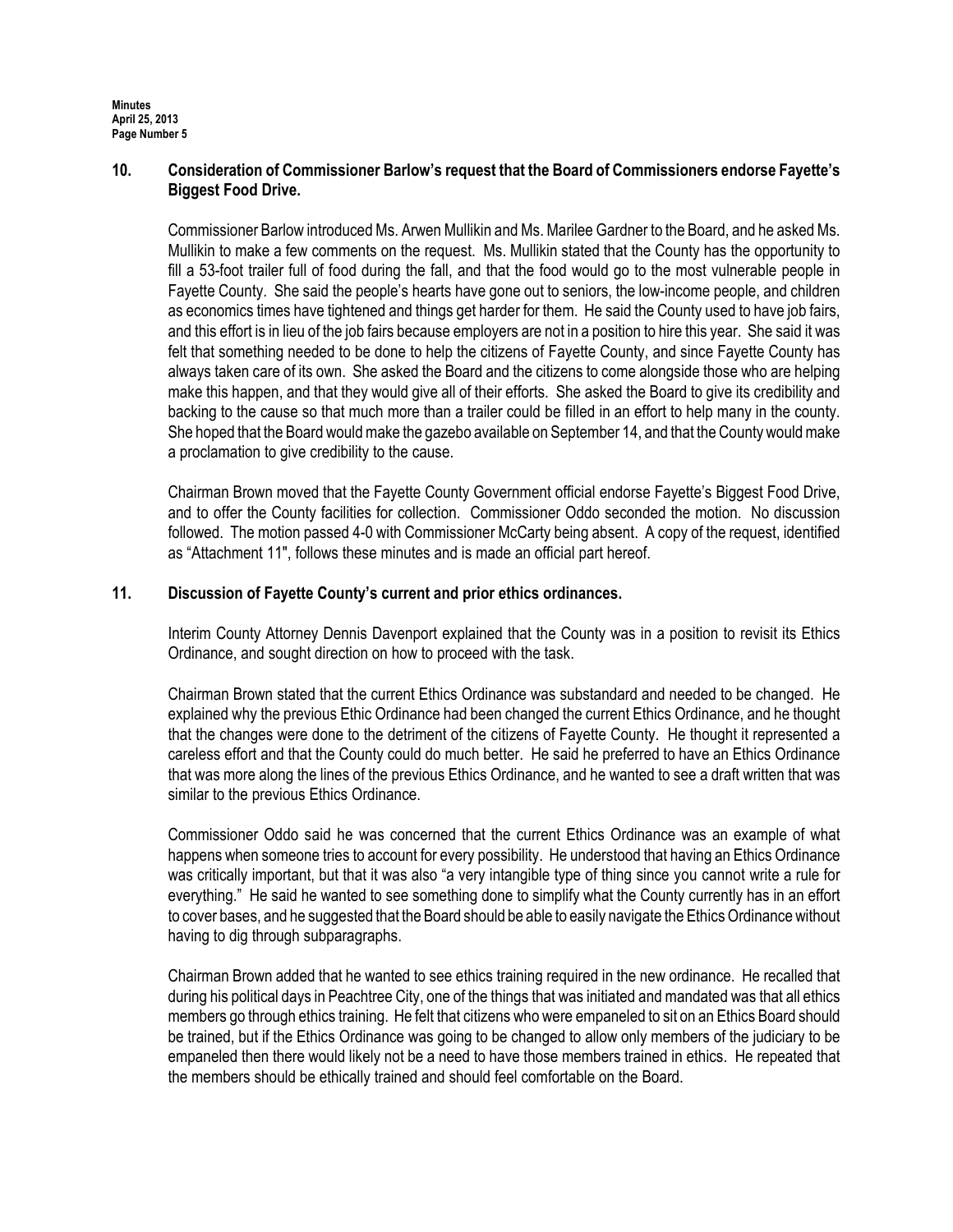**10. Consideration of Commissioner Barlow's request that the Board of Commissioners endorse Fayette's Biggest Food Drive.**

Commissioner Barlow introduced Ms. Arwen Mullikin and Ms. Marilee Gardner to the Board, and he asked Ms. Mullikin to make a few comments on the request. Ms. Mullikin stated that the County has the opportunity to fill a 53-foot trailer full of food during the fall, and that the food would go to the most vulnerable people in Fayette County. She said the people's hearts have gone out to seniors, the low-income people, and children as economics times have tightened and things get harder for them. He said the County used to have job fairs, and this effort is in lieu of the job fairs because employers are not in a position to hire this year. She said it was felt that something needed to be done to help the citizens of Fayette County, and since Fayette County has always taken care of its own. She asked the Board and the citizens to come alongside those who are helping make this happen, and that they would give all of their efforts. She asked the Board to give its credibility and backing to the cause so that much more than a trailer could be filled in an effort to help many in the county. She hoped that the Board would make the gazebo available on September 14, and that the County would make a proclamation to give credibility to the cause.

Chairman Brown moved that the Fayette County Government official endorse Fayette's Biggest Food Drive, and to offer the County facilities for collection. Commissioner Oddo seconded the motion. No discussion followed. The motion passed 4-0 with Commissioner McCarty being absent. A copy of the request, identified as "Attachment 11", follows these minutes and is made an official part hereof.

**11. Discussion of Fayette County's current and prior ethics ordinances.**

Interim County Attorney Dennis Davenport explained that the County was in a position to revisit its Ethics Ordinance, and sought direction on how to proceed with the task.

Chairman Brown stated that the current Ethics Ordinance was substandard and needed to be changed. He explained why the previous Ethic Ordinance had been changed the current Ethics Ordinance, and he thought that the changes were done to the detriment of the citizens of Fayette County. He thought it represented a careless effort and that the County could do much better. He said he preferred to have an Ethics Ordinance that was more along the lines of the previous Ethics Ordinance, and he wanted to see a draft written that was similar to the previous Ethics Ordinance.

Commissioner Oddo said he was concerned that the current Ethics Ordinance was an example of what happens when someone tries to account for every possibility. He understood that having an Ethics Ordinance was critically important, but that it was also "a very intangible type of thing since you cannot write a rule for everything." He said he wanted to see something done to simplify what the County currently has in an effort to cover bases, and he suggested that the Board should be able to easily navigate the Ethics Ordinance without having to dig through subparagraphs.

Chairman Brown added that he wanted to see ethics training required in the new ordinance. He recalled that during his political days in Peachtree City, one of the things that was initiated and mandated was that all ethics members go through ethics training. He felt that citizens who were empaneled to sit on an Ethics Board should be trained, but if the Ethics Ordinance was going to be changed to allow only members of the judiciary to be empaneled then there would likely not be a need to have those members trained in ethics. He repeated that the members should be ethically trained and should feel comfortable on the Board.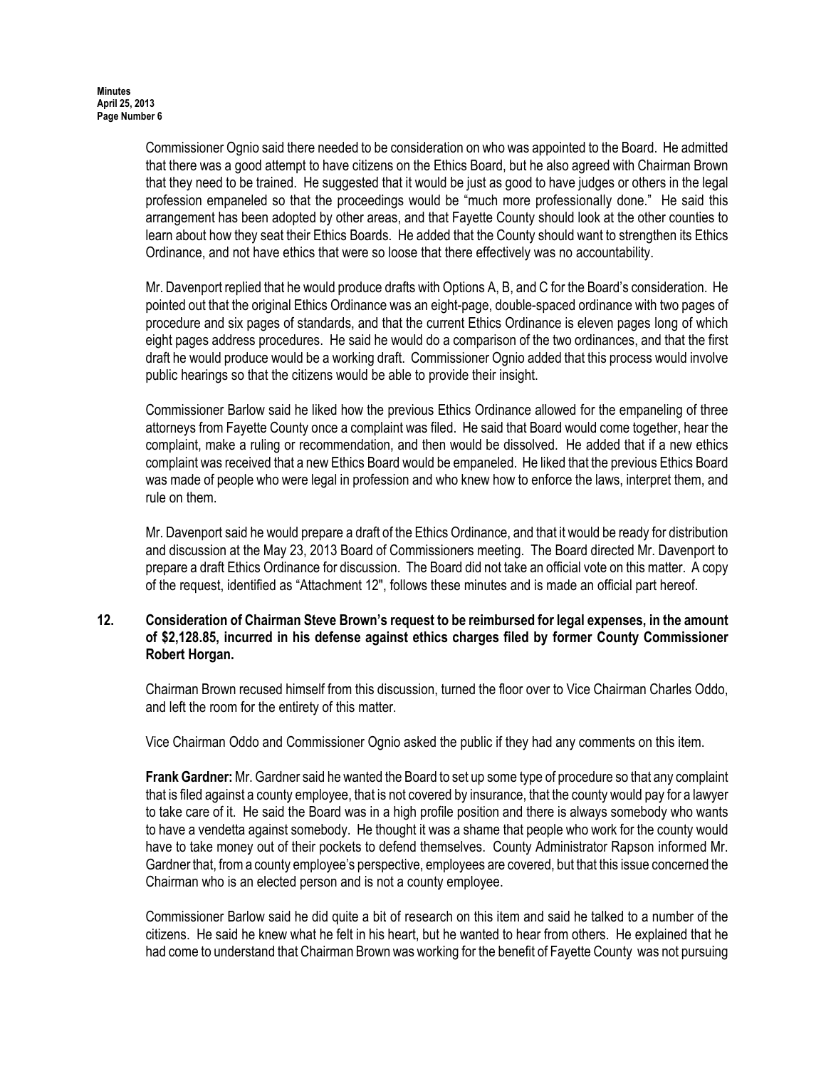Commissioner Ognio said there needed to be consideration on who was appointed to the Board. He admitted that there was a good attempt to have citizens on the Ethics Board, but he also agreed with Chairman Brown that they need to be trained. He suggested that it would be just as good to have judges or others in the legal profession empaneled so that the proceedings would be "much more professionally done." He said this arrangement has been adopted by other areas, and that Fayette County should look at the other counties to learn about how they seat their Ethics Boards. He added that the County should want to strengthen its Ethics Ordinance, and not have ethics that were so loose that there effectively was no accountability.

Mr. Davenport replied that he would produce drafts with Options A, B, and C for the Board's consideration. He pointed out that the original Ethics Ordinance was an eight-page, double-spaced ordinance with two pages of procedure and six pages of standards, and that the current Ethics Ordinance is eleven pages long of which eight pages address procedures. He said he would do a comparison of the two ordinances, and that the first draft he would produce would be a working draft. Commissioner Ognio added that this process would involve public hearings so that the citizens would be able to provide their insight.

Commissioner Barlow said he liked how the previous Ethics Ordinance allowed for the empaneling of three attorneys from Fayette County once a complaint was filed. He said that Board would come together, hear the complaint, make a ruling or recommendation, and then would be dissolved. He added that if a new ethics complaint was received that a new Ethics Board would be empaneled. He liked that the previous Ethics Board was made of people who were legal in profession and who knew how to enforce the laws, interpret them, and rule on them.

Mr. Davenport said he would prepare a draft of the Ethics Ordinance, and that it would be ready for distribution and discussion at the May 23, 2013 Board of Commissioners meeting. The Board directed Mr. Davenport to prepare a draft Ethics Ordinance for discussion. The Board did not take an official vote on this matter. A copy of the request, identified as "Attachment 12", follows these minutes and is made an official part hereof.

**12. Consideration of Chairman Steve Brown's request to be reimbursed for legal expenses, in the amount of $2,128.85, incurred in his defense against ethics charges filed by former County Commissioner Robert Horgan.**

Chairman Brown recused himself from this discussion, turned the floor over to Vice Chairman Charles Oddo, and left the room for the entirety of this matter.

Vice Chairman Oddo and Commissioner Ognio asked the public if they had any comments on this item.

**Frank Gardner:** Mr. Gardner said he wanted the Board to set up some type of procedure so that any complaint that is filed against a county employee, that is not covered by insurance, that the county would pay for a lawyer to take care of it. He said the Board was in a high profile position and there is always somebody who wants to have a vendetta against somebody. He thought it was a shame that people who work for the county would have to take money out of their pockets to defend themselves. County Administrator Rapson informed Mr. Gardner that, from a county employee's perspective, employees are covered, but that this issue concerned the Chairman who is an elected person and is not a county employee.

Commissioner Barlow said he did quite a bit of research on this item and said he talked to a number of the citizens. He said he knew what he felt in his heart, but he wanted to hear from others. He explained that he had come to understand that Chairman Brown was working for the benefit of Fayette County was not pursuing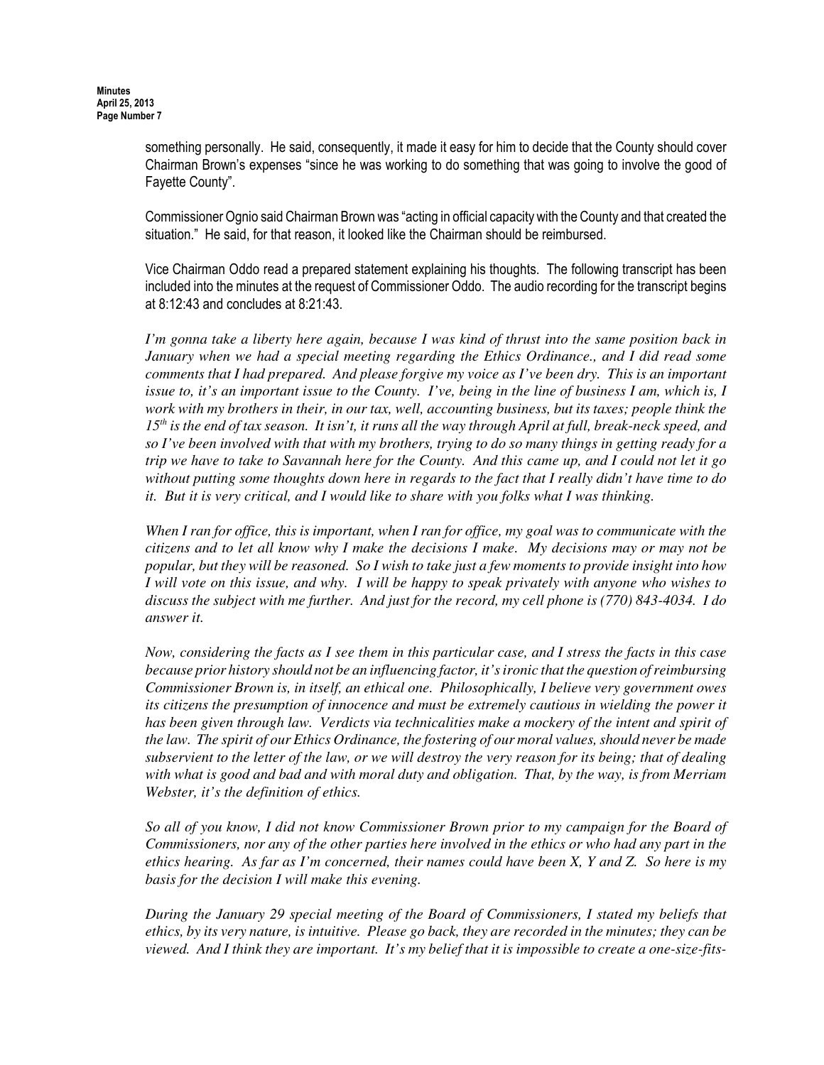something personally. He said, consequently, it made it easy for him to decide that the County should cover Chairman Brown's expenses "since he was working to do something that was going to involve the good of Fayette County".

Commissioner Ognio said Chairman Brown was "acting in official capacity with the County and that created the situation." He said, for that reason, it looked like the Chairman should be reimbursed.

Vice Chairman Oddo read a prepared statement explaining his thoughts. The following transcript has been included into the minutes at the request of Commissioner Oddo. The audio recording for the transcript begins at 8:12:43 and concludes at 8:21:43.

*I'm gonna take a liberty here again, because I was kind of thrust into the same position back in January when we had a special meeting regarding the Ethics Ordinance., and I did read some comments that I had prepared. And please forgive my voice as I've been dry. This is an important issue to, it's an important issue to the County. I've, being in the line of business I am, which is, I work with my brothers in their, in our tax, well, accounting business, but its taxes; people think the 15th is the end of tax season. It isn't, it runs all the way through April at full, break-neck speed, and so I've been involved with that with my brothers, trying to do so many things in getting ready for a trip we have to take to Savannah here for the County. And this came up, and I could not let it go without putting some thoughts down here in regards to the fact that I really didn't have time to do it. But it is very critical, and I would like to share with you folks what I was thinking.*

*When I ran for office, this is important, when I ran for office, my goal was to communicate with the citizens and to let all know why I make the decisions I make. My decisions may or may not be popular, but they will be reasoned. So I wish to take just a few moments to provide insight into how I will vote on this issue, and why. I will be happy to speak privately with anyone who wishes to discuss the subject with me further. And just for the record, my cell phone is (770) 843-4034. I do answer it.*

*Now, considering the facts as I see them in this particular case, and I stress the facts in this case because prior history should not be an influencing factor, it's ironic that the question of reimbursing Commissioner Brown is, in itself, an ethical one. Philosophically, I believe very government owes its citizens the presumption of innocence and must be extremely cautious in wielding the power it has been given through law. Verdicts via technicalities make a mockery of the intent and spirit of the law. The spirit of our Ethics Ordinance, the fostering of our moral values, should never be made subservient to the letter of the law, or we will destroy the very reason for its being; that of dealing with what is good and bad and with moral duty and obligation. That, by the way, is from Merriam Webster, it's the definition of ethics.*

*So all of you know, I did not know Commissioner Brown prior to my campaign for the Board of Commissioners, nor any of the other parties here involved in the ethics or who had any part in the ethics hearing. As far as I'm concerned, their names could have been X, Y and Z. So here is my basis for the decision I will make this evening.*

*During the January 29 special meeting of the Board of Commissioners, I stated my beliefs that ethics, by its very nature, is intuitive. Please go back, they are recorded in the minutes; they can be viewed. And I think they are important. It's my belief that it is impossible to create a one-size-fits-*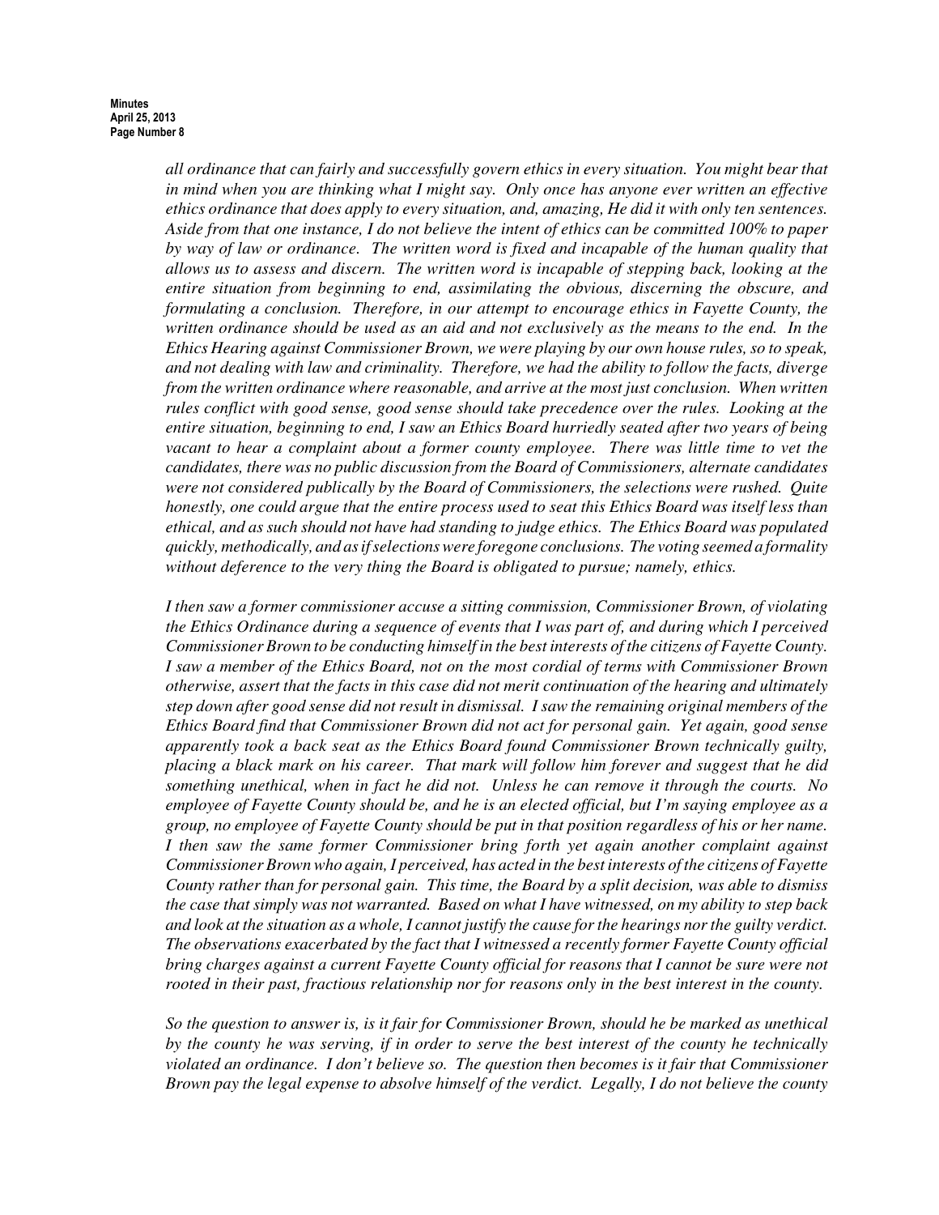*all ordinance that can fairly and successfully govern ethics in every situation. You might bear that in mind when you are thinking what I might say. Only once has anyone ever written an effective ethics ordinance that does apply to every situation, and, amazing, He did it with only ten sentences. Aside from that one instance, I do not believe the intent of ethics can be committed 100% to paper by way of law or ordinance. The written word is fixed and incapable of the human quality that allows us to assess and discern. The written word is incapable of stepping back, looking at the entire situation from beginning to end, assimilating the obvious, discerning the obscure, and formulating a conclusion. Therefore, in our attempt to encourage ethics in Fayette County, the written ordinance should be used as an aid and not exclusively as the means to the end. In the Ethics Hearing against Commissioner Brown, we were playing by our own house rules, so to speak, and not dealing with law and criminality. Therefore, we had the ability to follow the facts, diverge from the written ordinance where reasonable, and arrive at the most just conclusion. When written rules conflict with good sense, good sense should take precedence over the rules. Looking at the entire situation, beginning to end, I saw an Ethics Board hurriedly seated after two years of being vacant to hear a complaint about a former county employee. There was little time to vet the candidates, there was no public discussion from the Board of Commissioners, alternate candidates were not considered publically by the Board of Commissioners, the selections were rushed. Quite honestly, one could argue that the entire process used to seat this Ethics Board was itself less than ethical, and as such should not have had standing to judge ethics. The Ethics Board was populated quickly, methodically, and as if selections were foregone conclusions. The voting seemed a formality without deference to the very thing the Board is obligated to pursue; namely, ethics.*

*I then saw a former commissioner accuse a sitting commission, Commissioner Brown, of violating the Ethics Ordinance during a sequence of events that I was part of, and during which I perceived Commissioner Brown to be conducting himself in the best interests of the citizens of Fayette County. I saw a member of the Ethics Board, not on the most cordial of terms with Commissioner Brown otherwise, assert that the facts in this case did not merit continuation of the hearing and ultimately step down after good sense did not result in dismissal. I saw the remaining original members of the Ethics Board find that Commissioner Brown did not act for personal gain. Yet again, good sense apparently took a back seat as the Ethics Board found Commissioner Brown technically guilty, placing a black mark on his career. That mark will follow him forever and suggest that he did something unethical, when in fact he did not. Unless he can remove it through the courts. No employee of Fayette County should be, and he is an elected official, but I'm saying employee as a group, no employee of Fayette County should be put in that position regardless of his or her name. I then saw the same former Commissioner bring forth yet again another complaint against Commissioner Brown who again, I perceived, has acted in the best interests of the citizens of Fayette County rather than for personal gain. This time, the Board by a split decision, was able to dismiss the case that simply was not warranted. Based on what I have witnessed, on my ability to step back and look at the situation as a whole, I cannot justify the cause for the hearings nor the guilty verdict. The observations exacerbated by the fact that I witnessed a recently former Fayette County official bring charges against a current Fayette County official for reasons that I cannot be sure were not rooted in their past, fractious relationship nor for reasons only in the best interest in the county.*

*So the question to answer is, is it fair for Commissioner Brown, should he be marked as unethical by the county he was serving, if in order to serve the best interest of the county he technically violated an ordinance. I don't believe so. The question then becomes is it fair that Commissioner Brown pay the legal expense to absolve himself of the verdict. Legally, I do not believe the county*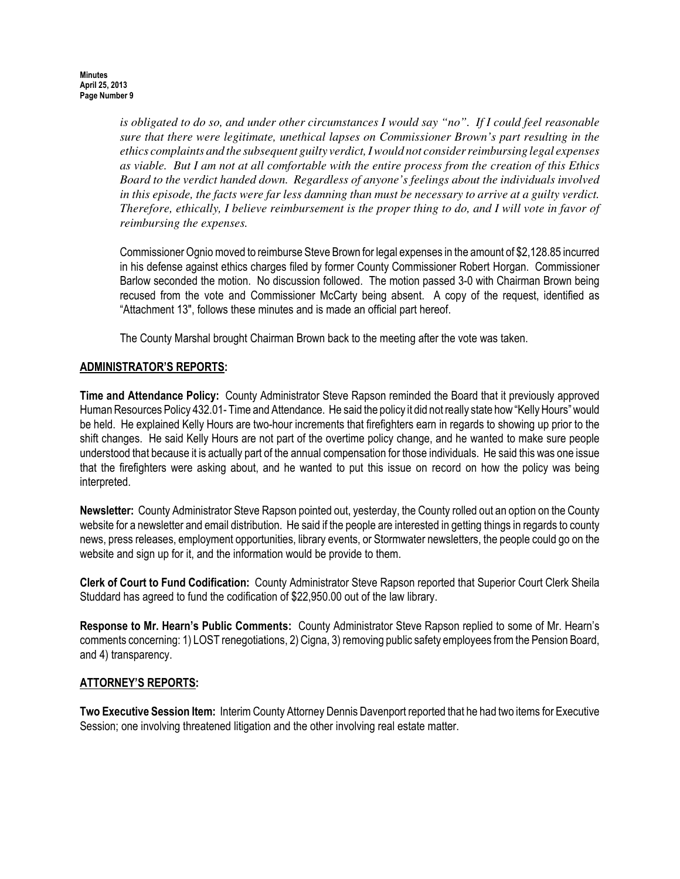*is obligated to do so, and under other circumstances I would say "no". If I could feel reasonable sure that there were legitimate, unethical lapses on Commissioner Brown's part resulting in the ethics complaints and the subsequent guilty verdict, I would not consider reimbursing legal expenses as viable. But I am not at all comfortable with the entire process from the creation of this Ethics Board to the verdict handed down. Regardless of anyone's feelings about the individuals involved in this episode, the facts were far less damning than must be necessary to arrive at a guilty verdict. Therefore, ethically, I believe reimbursement is the proper thing to do, and I will vote in favor of reimbursing the expenses.*

Commissioner Ognio moved to reimburse Steve Brown for legal expenses in the amount of $2,128.85 incurred in his defense against ethics charges filed by former County Commissioner Robert Horgan. Commissioner Barlow seconded the motion. No discussion followed. The motion passed 3-0 with Chairman Brown being recused from the vote and Commissioner McCarty being absent. A copy of the request, identified as "Attachment 13", follows these minutes and is made an official part hereof.

The County Marshal brought Chairman Brown back to the meeting after the vote was taken.

## ADMINISTRATOR'S REPORTS:

**Time and Attendance Policy:** County Administrator Steve Rapson reminded the Board that it previously approved Human Resources Policy 432.01- Time and Attendance. He said the policy it did not really state how "Kelly Hours" would be held. He explained Kelly Hours are two-hour increments that firefighters earn in regards to showing up prior to the shift changes. He said Kelly Hours are not part of the overtime policy change, and he wanted to make sure people understood that because it is actually part of the annual compensation for those individuals. He said this was one issue that the firefighters were asking about, and he wanted to put this issue on record on how the policy was being interpreted.

**Newsletter:** County Administrator Steve Rapson pointed out, yesterday, the County rolled out an option on the County website for a newsletter and email distribution. He said if the people are interested in getting things in regards to county news, press releases, employment opportunities, library events, or Stormwater newsletters, the people could go on the website and sign up for it, and the information would be provide to them.

**Clerk of Court to Fund Codification:** County Administrator Steve Rapson reported that Superior Court Clerk Sheila Studdard has agreed to fund the codification of $22,950.00 out of the law library.

**Response to Mr. Hearn's Public Comments:** County Administrator Steve Rapson replied to some of Mr. Hearn's comments concerning: 1) LOST renegotiations, 2) Cigna, 3) removing public safety employees from the Pension Board, and 4) transparency.

## ATTORNEY'S REPORTS:

**Two Executive Session Item:** Interim County Attorney Dennis Davenport reported that he had two items for Executive Session; one involving threatened litigation and the other involving real estate matter.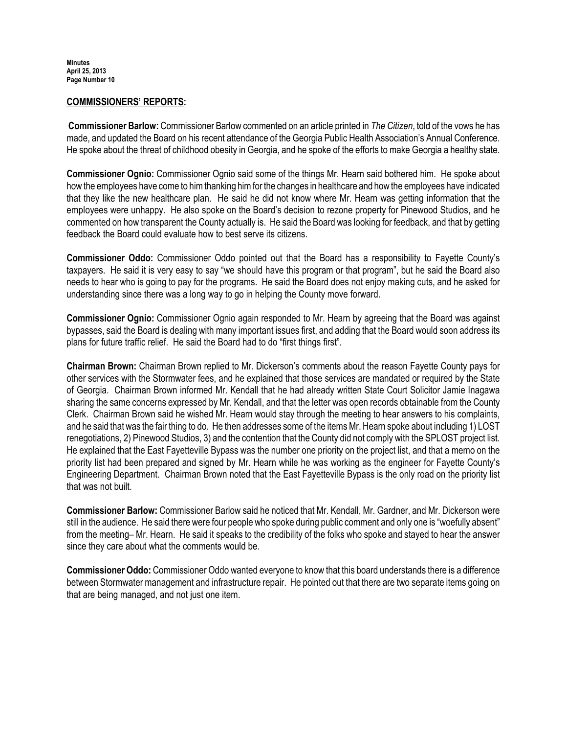## COMMISSIONERS' REPORTS:

**Commissioner Barlow:** Commissioner Barlow commented on an article printed in *The Citizen*, told of the vows he has made, and updated the Board on his recent attendance of the Georgia Public Health Association's Annual Conference. He spoke about the threat of childhood obesity in Georgia, and he spoke of the efforts to make Georgia a healthy state.

**Commissioner Ognio:** Commissioner Ognio said some of the things Mr. Hearn said bothered him. He spoke about how the employees have come to him thanking him for the changes in healthcare and how the employees have indicated that they like the new healthcare plan. He said he did not know where Mr. Hearn was getting information that the employees were unhappy. He also spoke on the Board's decision to rezone property for Pinewood Studios, and he commented on how transparent the County actually is. He said the Board was looking for feedback, and that by getting feedback the Board could evaluate how to best serve its citizens.

**Commissioner Oddo:** Commissioner Oddo pointed out that the Board has a responsibility to Fayette County's taxpayers. He said it is very easy to say "we should have this program or that program", but he said the Board also needs to hear who is going to pay for the programs. He said the Board does not enjoy making cuts, and he asked for understanding since there was a long way to go in helping the County move forward.

**Commissioner Ognio:** Commissioner Ognio again responded to Mr. Hearn by agreeing that the Board was against bypasses, said the Board is dealing with many important issues first, and adding that the Board would soon address its plans for future traffic relief. He said the Board had to do "first things first".

**Chairman Brown:** Chairman Brown replied to Mr. Dickerson's comments about the reason Fayette County pays for other services with the Stormwater fees, and he explained that those services are mandated or required by the State of Georgia. Chairman Brown informed Mr. Kendall that he had already written State Court Solicitor Jamie Inagawa sharing the same concerns expressed by Mr. Kendall, and that the letter was open records obtainable from the County Clerk. Chairman Brown said he wished Mr. Hearn would stay through the meeting to hear answers to his complaints, and he said that was the fair thing to do. He then addresses some of the items Mr. Hearn spoke about including 1) LOST renegotiations, 2) Pinewood Studios, 3) and the contention that the County did not comply with the SPLOST project list. He explained that the East Fayetteville Bypass was the number one priority on the project list, and that a memo on the priority list had been prepared and signed by Mr. Hearn while he was working as the engineer for Fayette County's Engineering Department. Chairman Brown noted that the East Fayetteville Bypass is the only road on the priority list that was not built.

**Commissioner Barlow:** Commissioner Barlow said he noticed that Mr. Kendall, Mr. Gardner, and Mr. Dickerson were still in the audience. He said there were four people who spoke during public comment and only one is "woefully absent" from the meeting– Mr. Hearn. He said it speaks to the credibility of the folks who spoke and stayed to hear the answer since they care about what the comments would be.

**Commissioner Oddo:** Commissioner Oddo wanted everyone to know that this board understands there is a difference between Stormwater management and infrastructure repair. He pointed out that there are two separate items going on that are being managed, and not just one item.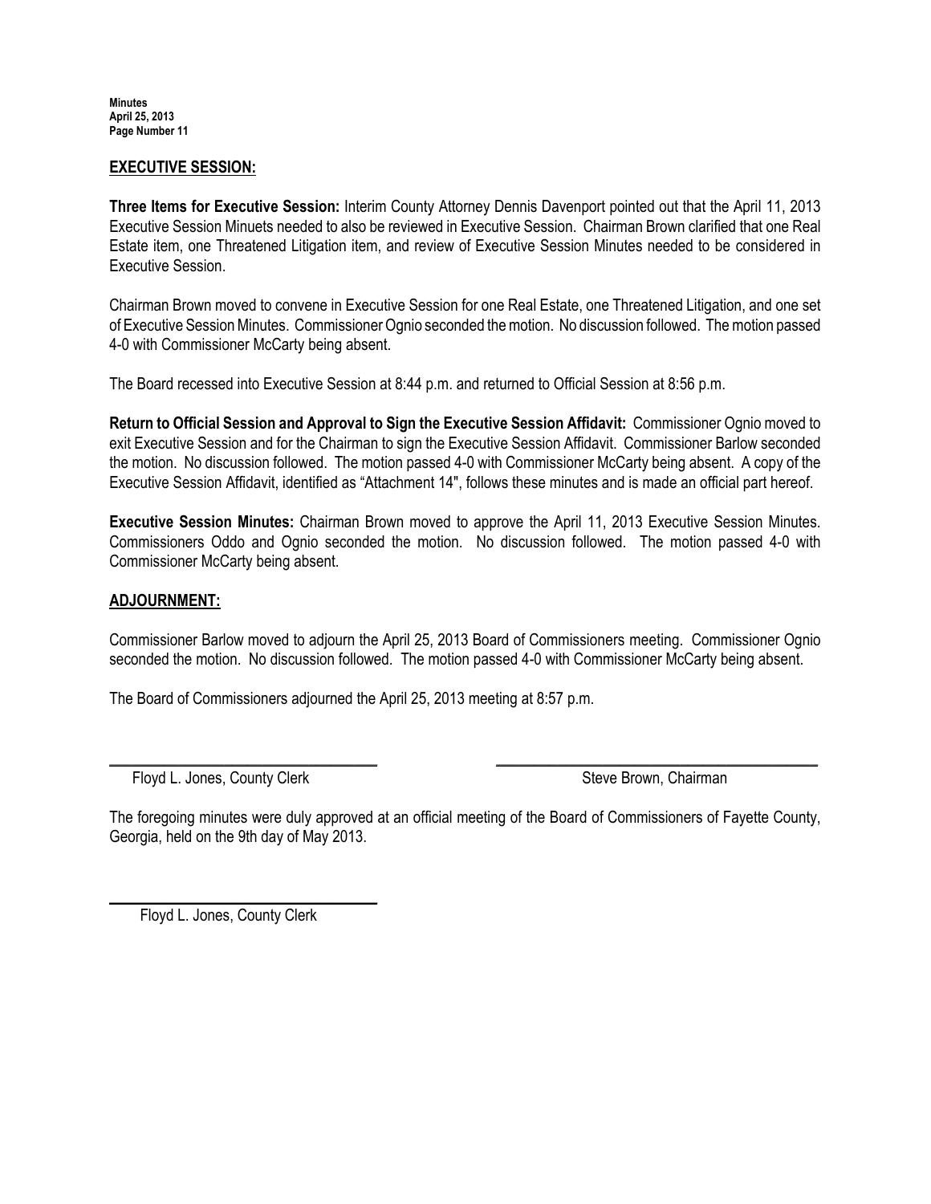## EXECUTIVE SESSION:

**Three Items for Executive Session:** Interim County Attorney Dennis Davenport pointed out that the April 11, 2013 Executive Session Minuets needed to also be reviewed in Executive Session. Chairman Brown clarified that one Real Estate item, one Threatened Litigation item, and review of Executive Session Minutes needed to be considered in Executive Session.

Chairman Brown moved to convene in Executive Session for one Real Estate, one Threatened Litigation, and one set of Executive Session Minutes. Commissioner Ognio seconded the motion. No discussion followed. The motion passed 4-0 with Commissioner McCarty being absent.

The Board recessed into Executive Session at 8:44 p.m. and returned to Official Session at 8:56 p.m.

**Return to Official Session and Approval to Sign the Executive Session Affidavit:** Commissioner Ognio moved to exit Executive Session and for the Chairman to sign the Executive Session Affidavit. Commissioner Barlow seconded the motion. No discussion followed. The motion passed 4-0 with Commissioner McCarty being absent. A copy of the Executive Session Affidavit, identified as "Attachment 14", follows these minutes and is made an official part hereof.

**Executive Session Minutes:** Chairman Brown moved to approve the April 11, 2013 Executive Session Minutes. Commissioners Oddo and Ognio seconded the motion. No discussion followed. The motion passed 4-0 with Commissioner McCarty being absent.

## ADJOURNMENT:

Commissioner Barlow moved to adjourn the April 25, 2013 Board of Commissioners meeting. Commissioner Ognio seconded the motion. No discussion followed. The motion passed 4-0 with Commissioner McCarty being absent.

The Board of Commissioners adjourned the April 25, 2013 meeting at 8:57 p.m.

Floyd L. Jones, County Clerk

Steve Brown, Chairman

The foregoing minutes were duly approved at an official meeting of the Board of Commissioners of Fayette County, Georgia, held on the 9th day of May 2013.

Floyd L. Jones, County Clerk